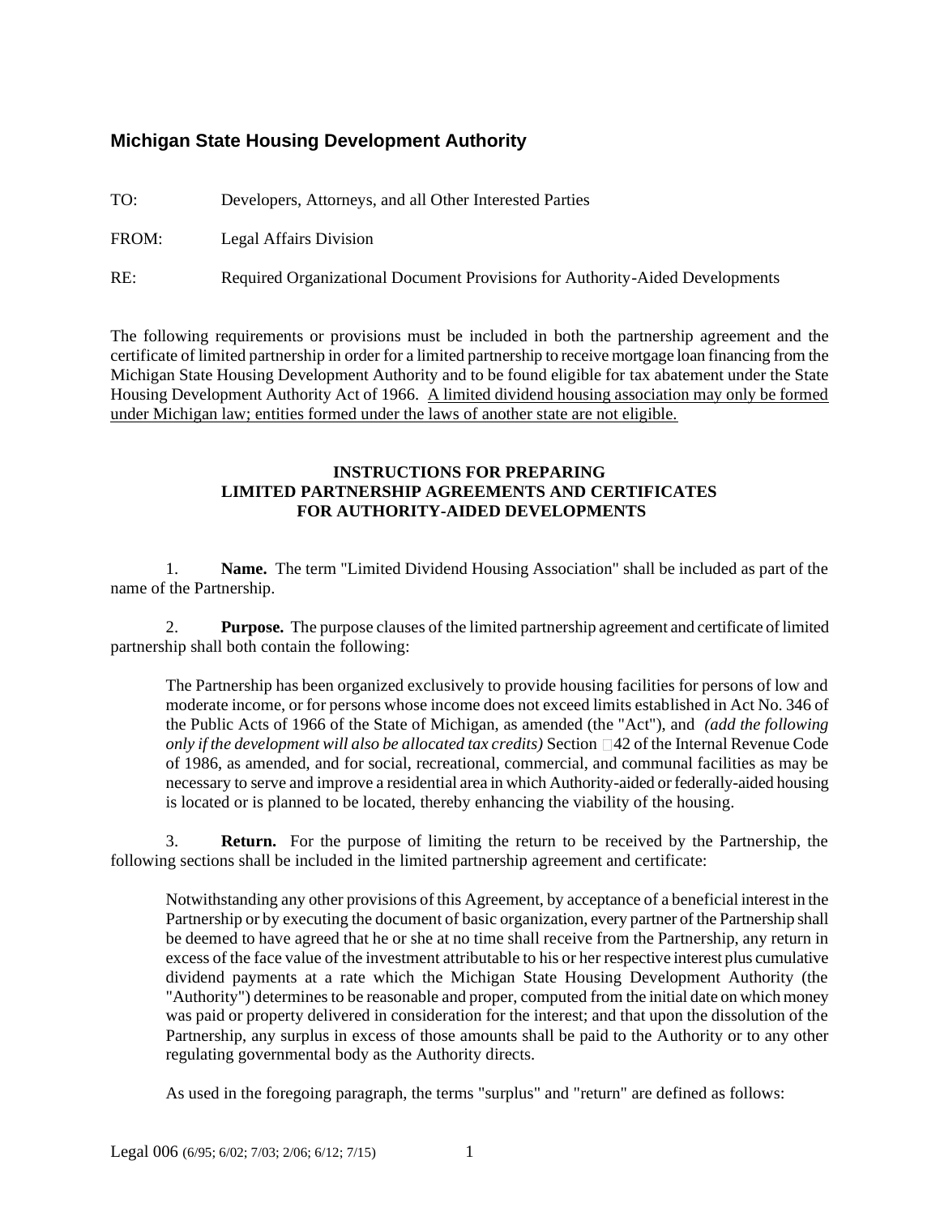## Michigan State Housing Development Authority

TO: Developers, Attorneys, and all Other Interested Parties

FROM: Legal Affairs Division

RE: Required Organizational Document Provisions for Authority-Aided Developments

The following requirements or provisions must be included in both the partnership agreement and the certificate of limited partnership in order for a limited partnership to receive mortgage loan financing from the Michigan State Housing Development Authority and to be found eligible for tax abatement under the State Housing Development Authority Act of 1966. <u>A limited dividend housing association may only be formed under Michigan law; entities formed under the laws of another state are not eligible.</u>

**INSTRUCTIONS FOR PREPARING LIMITED PARTNERSHIP AGREEMENTS AND CERTIFICATES FOR AUTHORITY-AIDED DEVELOPMENTS**

1. **Name.** The term "Limited Dividend Housing Association" shall be included as part of the name of the Partnership.

2. **Purpose.** The purpose clauses of the limited partnership agreement and certificate of limited partnership shall both contain the following:

   The Partnership has been organized exclusively to provide housing facilities for persons of low and moderate income, or for persons whose income does not exceed limits established in Act No. 346 of the Public Acts of 1966 of the State of Michigan, as amended (the "Act"), and *(add the following only if the development will also be allocated tax credits)* Section §42 of the Internal Revenue Code of 1986, as amended, and for social, recreational, commercial, and communal facilities as may be necessary to serve and improve a residential area in which Authority-aided or federally-aided housing is located or is planned to be located, thereby enhancing the viability of the housing.

3. **Return.** For the purpose of limiting the return to be received by the Partnership, the following sections shall be included in the limited partnership agreement and certificate:

   Notwithstanding any other provisions of this Agreement, by acceptance of a beneficial interest in the Partnership or by executing the document of basic organization, every partner of the Partnership shall be deemed to have agreed that he or she at no time shall receive from the Partnership, any return in excess of the face value of the investment attributable to his or her respective interest plus cumulative dividend payments at a rate which the Michigan State Housing Development Authority (the "Authority") determines to be reasonable and proper, computed from the initial date on which money was paid or property delivered in consideration for the interest; and that upon the dissolution of the Partnership, any surplus in excess of those amounts shall be paid to the Authority or to any other regulating governmental body as the Authority directs.

   As used in the foregoing paragraph, the terms "surplus" and "return" are defined as follows:

Legal 006 (6/95; 6/02; 7/03; 2/06; 6/12; 7/15)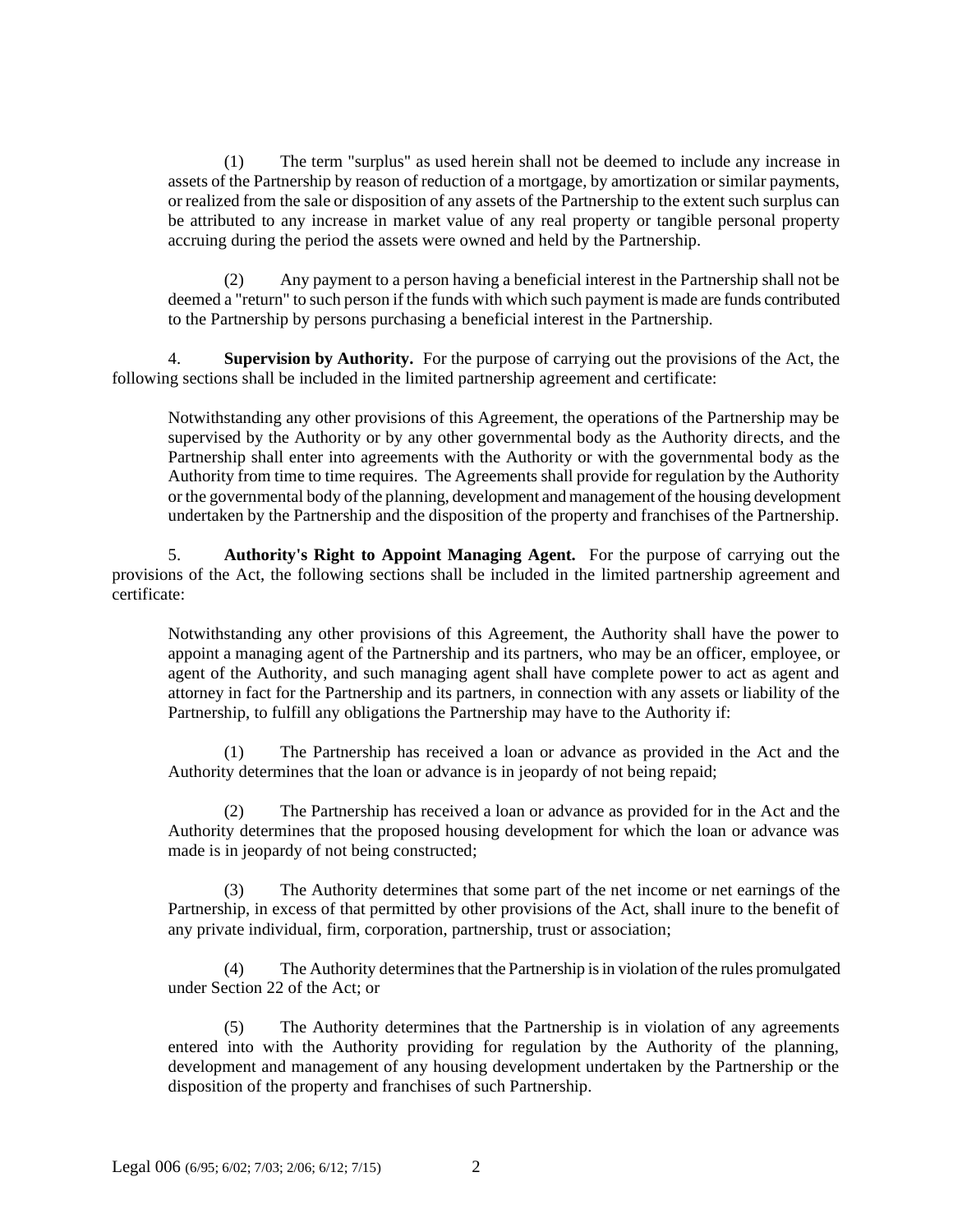(1) The term "surplus" as used herein shall not be deemed to include any increase in assets of the Partnership by reason of reduction of a mortgage, by amortization or similar payments, or realized from the sale or disposition of any assets of the Partnership to the extent such surplus can be attributed to any increase in market value of any real property or tangible personal property accruing during the period the assets were owned and held by the Partnership.

(2) Any payment to a person having a beneficial interest in the Partnership shall not be deemed a "return" to such person if the funds with which such payment is made are funds contributed to the Partnership by persons purchasing a beneficial interest in the Partnership.

4. **Supervision by Authority.** For the purpose of carrying out the provisions of the Act, the following sections shall be included in the limited partnership agreement and certificate:

> Notwithstanding any other provisions of this Agreement, the operations of the Partnership may be supervised by the Authority or by any other governmental body as the Authority directs, and the Partnership shall enter into agreements with the Authority or with the governmental body as the Authority from time to time requires. The Agreements shall provide for regulation by the Authority or the governmental body of the planning, development and management of the housing development undertaken by the Partnership and the disposition of the property and franchises of the Partnership.

5. **Authority's Right to Appoint Managing Agent.** For the purpose of carrying out the provisions of the Act, the following sections shall be included in the limited partnership agreement and certificate:

> Notwithstanding any other provisions of this Agreement, the Authority shall have the power to appoint a managing agent of the Partnership and its partners, who may be an officer, employee, or agent of the Authority, and such managing agent shall have complete power to act as agent and attorney in fact for the Partnership and its partners, in connection with any assets or liability of the Partnership, to fulfill any obligations the Partnership may have to the Authority if:
>
> (1) The Partnership has received a loan or advance as provided in the Act and the Authority determines that the loan or advance is in jeopardy of not being repaid;
>
> (2) The Partnership has received a loan or advance as provided for in the Act and the Authority determines that the proposed housing development for which the loan or advance was made is in jeopardy of not being constructed;
>
> (3) The Authority determines that some part of the net income or net earnings of the Partnership, in excess of that permitted by other provisions of the Act, shall inure to the benefit of any private individual, firm, corporation, partnership, trust or association;
>
> (4) The Authority determines that the Partnership is in violation of the rules promulgated under Section 22 of the Act; or
>
> (5) The Authority determines that the Partnership is in violation of any agreements entered into with the Authority providing for regulation by the Authority of the planning, development and management of any housing development undertaken by the Partnership or the disposition of the property and franchises of such Partnership.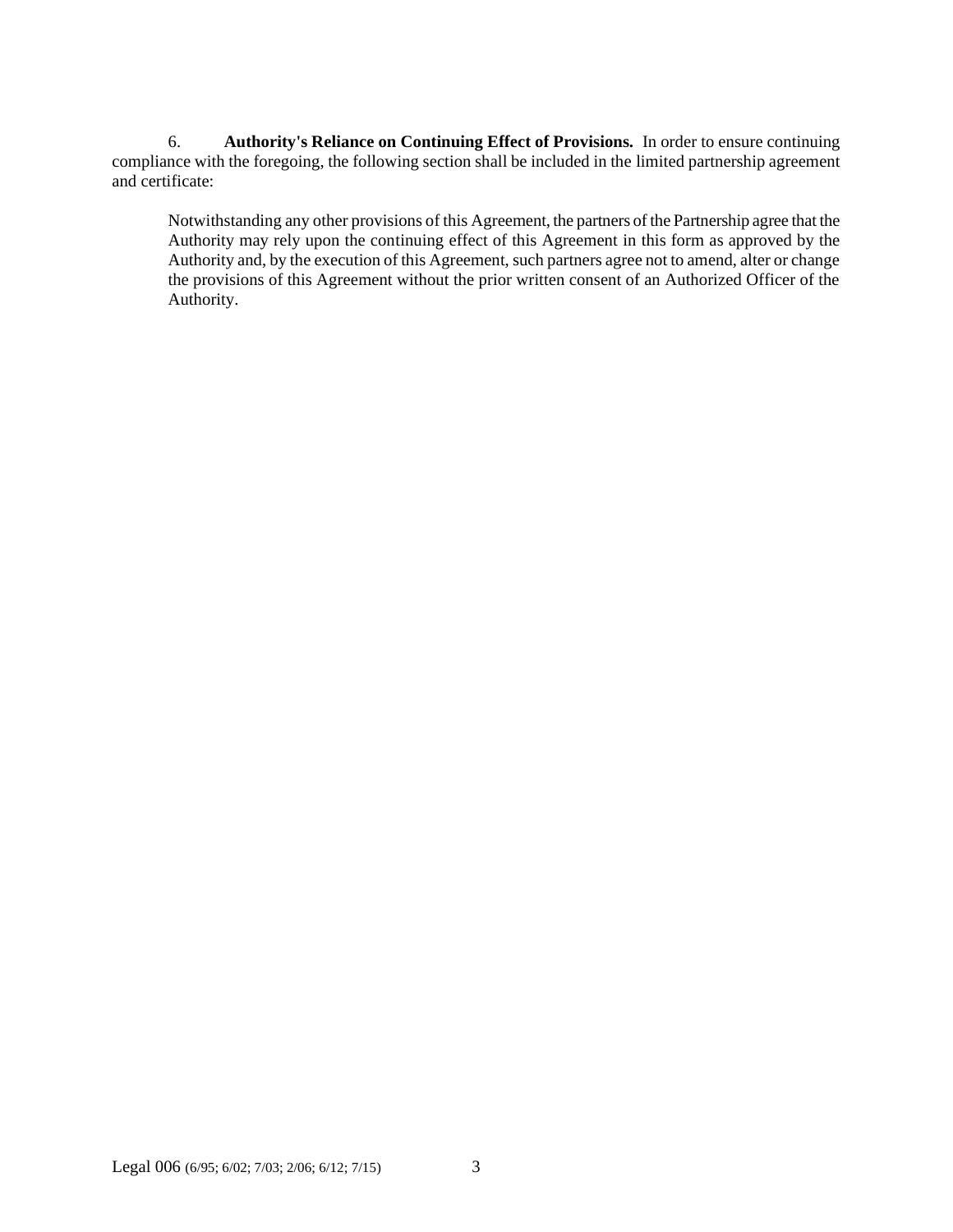6. **Authority's Reliance on Continuing Effect of Provisions.** In order to ensure continuing compliance with the foregoing, the following section shall be included in the limited partnership agreement and certificate:

> Notwithstanding any other provisions of this Agreement, the partners of the Partnership agree that the Authority may rely upon the continuing effect of this Agreement in this form as approved by the Authority and, by the execution of this Agreement, such partners agree not to amend, alter or change the provisions of this Agreement without the prior written consent of an Authorized Officer of the Authority.